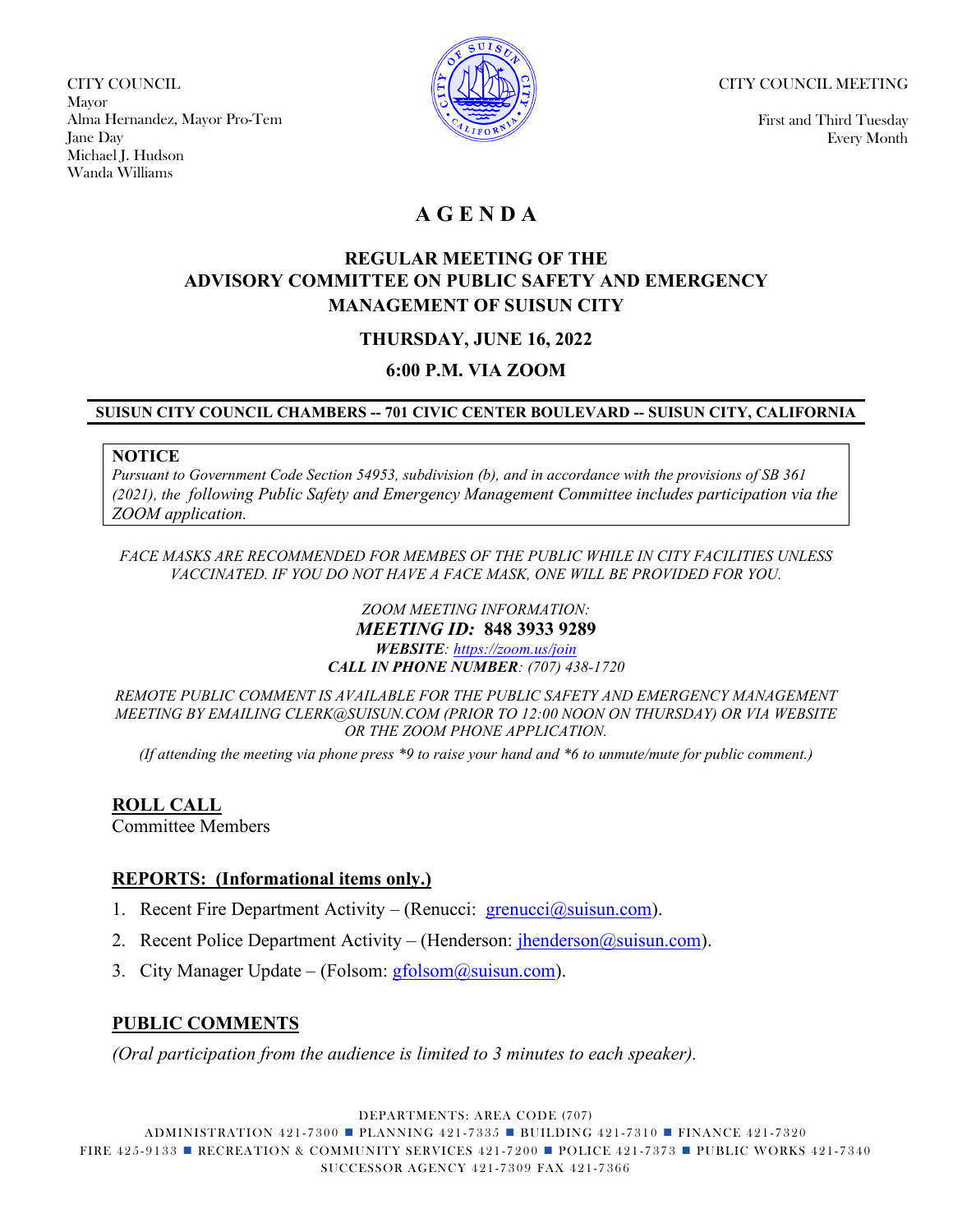CITY COUNCIL
Mayor
Alma Hernandez, Mayor Pro-Tem
Jane Day
Michael J. Hudson
Wanda Williams

CITY COUNCIL MEETING

First and Third Tuesday
Every Month

# AGENDA

## REGULAR MEETING OF THE ADVISORY COMMITTEE ON PUBLIC SAFETY AND EMERGENCY MANAGEMENT OF SUISUN CITY

### THURSDAY, JUNE 16, 2022

### 6:00 P.M. VIA ZOOM

**SUISUN CITY COUNCIL CHAMBERS -- 701 CIVIC CENTER BOULEVARD -- SUISUN CITY, CALIFORNIA**

**NOTICE**
*Pursuant to Government Code Section 54953, subdivision (b), and in accordance with the provisions of SB 361 (2021), the following Public Safety and Emergency Management Committee includes participation via the ZOOM application.*

*FACE MASKS ARE RECOMMENDED FOR MEMBES OF THE PUBLIC WHILE IN CITY FACILITIES UNLESS VACCINATED. IF YOU DO NOT HAVE A FACE MASK, ONE WILL BE PROVIDED FOR YOU.*

*ZOOM MEETING INFORMATION:*
***MEETING ID:* 848 3933 9289**
***WEBSITE**: https://zoom.us/join*
***CALL IN PHONE NUMBER**: (707) 438-1720*

*REMOTE PUBLIC COMMENT IS AVAILABLE FOR THE PUBLIC SAFETY AND EMERGENCY MANAGEMENT MEETING BY EMAILING CLERK@SUISUN.COM (PRIOR TO 12:00 NOON ON THURSDAY) OR VIA WEBSITE OR THE ZOOM PHONE APPLICATION.*

*(If attending the meeting via phone press *9 to raise your hand and *6 to unmute/mute for public comment.)*

**ROLL CALL**
Committee Members

**REPORTS: (Informational items only.)**

1. Recent Fire Department Activity – (Renucci: grenucci@suisun.com).
2. Recent Police Department Activity – (Henderson: jhenderson@suisun.com).
3. City Manager Update – (Folsom: gfolsom@suisun.com).

**PUBLIC COMMENTS**

*(Oral participation from the audience is limited to 3 minutes to each speaker).*

DEPARTMENTS: AREA CODE (707)
ADMINISTRATION 421-7300 ■ PLANNING 421-7335 ■ BUILDING 421-7310 ■ FINANCE 421-7320
FIRE 425-9133 ■ RECREATION & COMMUNITY SERVICES 421-7200 ■ POLICE 421-7373 ■ PUBLIC WORKS 421-7340
SUCCESSOR AGENCY 421-7309 FAX 421-7366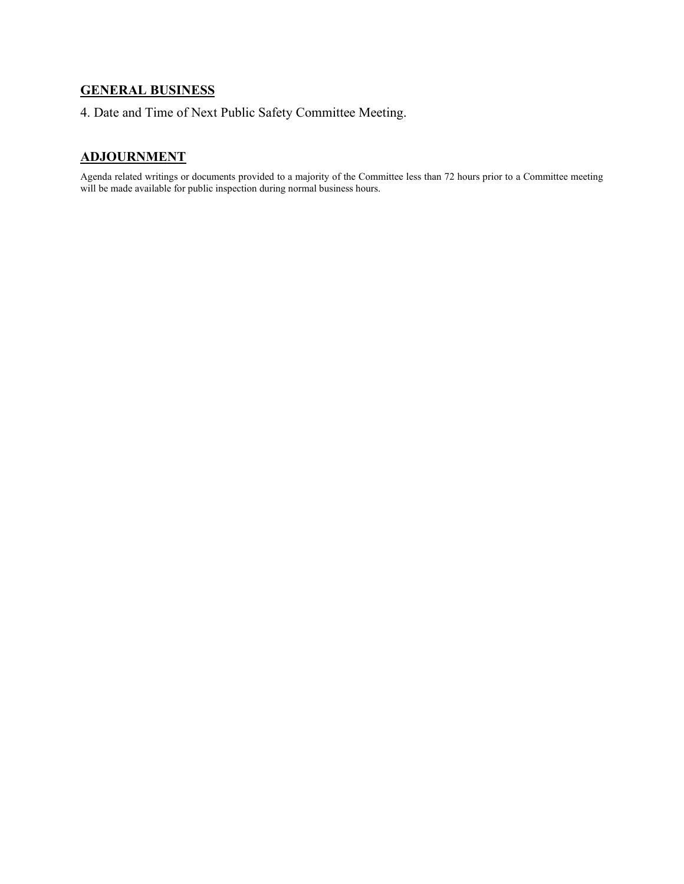## GENERAL BUSINESS

4. Date and Time of Next Public Safety Committee Meeting.

## ADJOURNMENT

Agenda related writings or documents provided to a majority of the Committee less than 72 hours prior to a Committee meeting will be made available for public inspection during normal business hours.